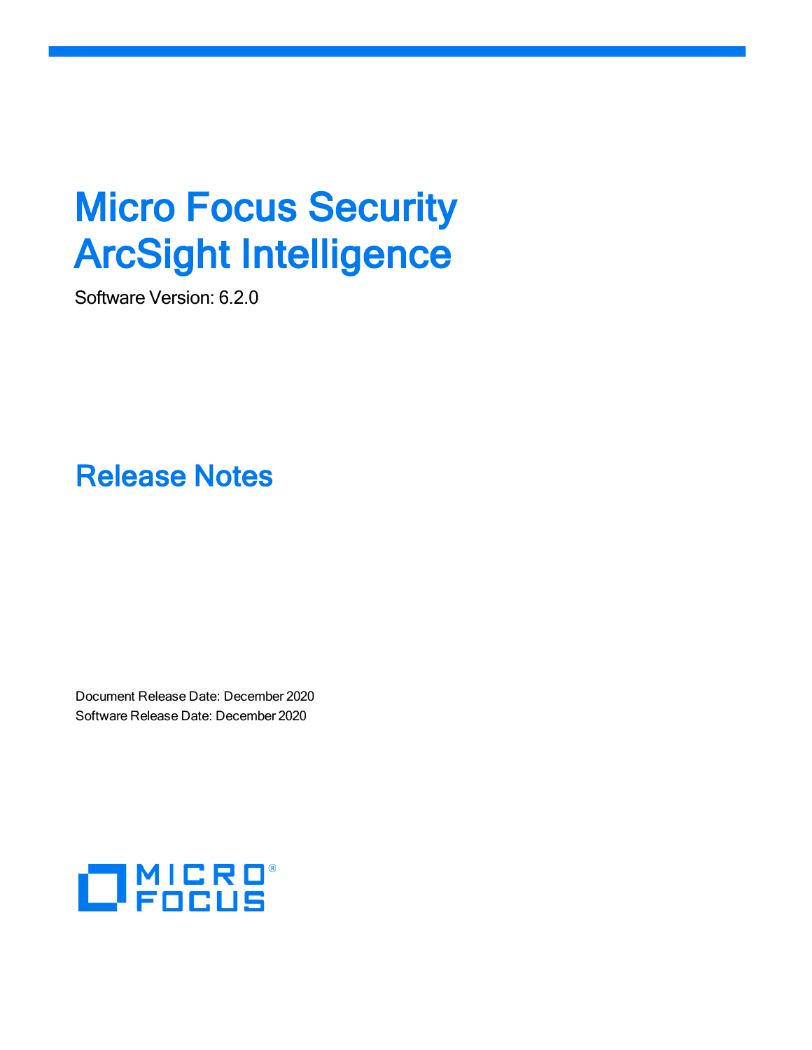# Micro Focus Security ArcSight Intelligence

Software Version: 6.2.0

## Release Notes

Document Release Date: December 2020
Software Release Date: December 2020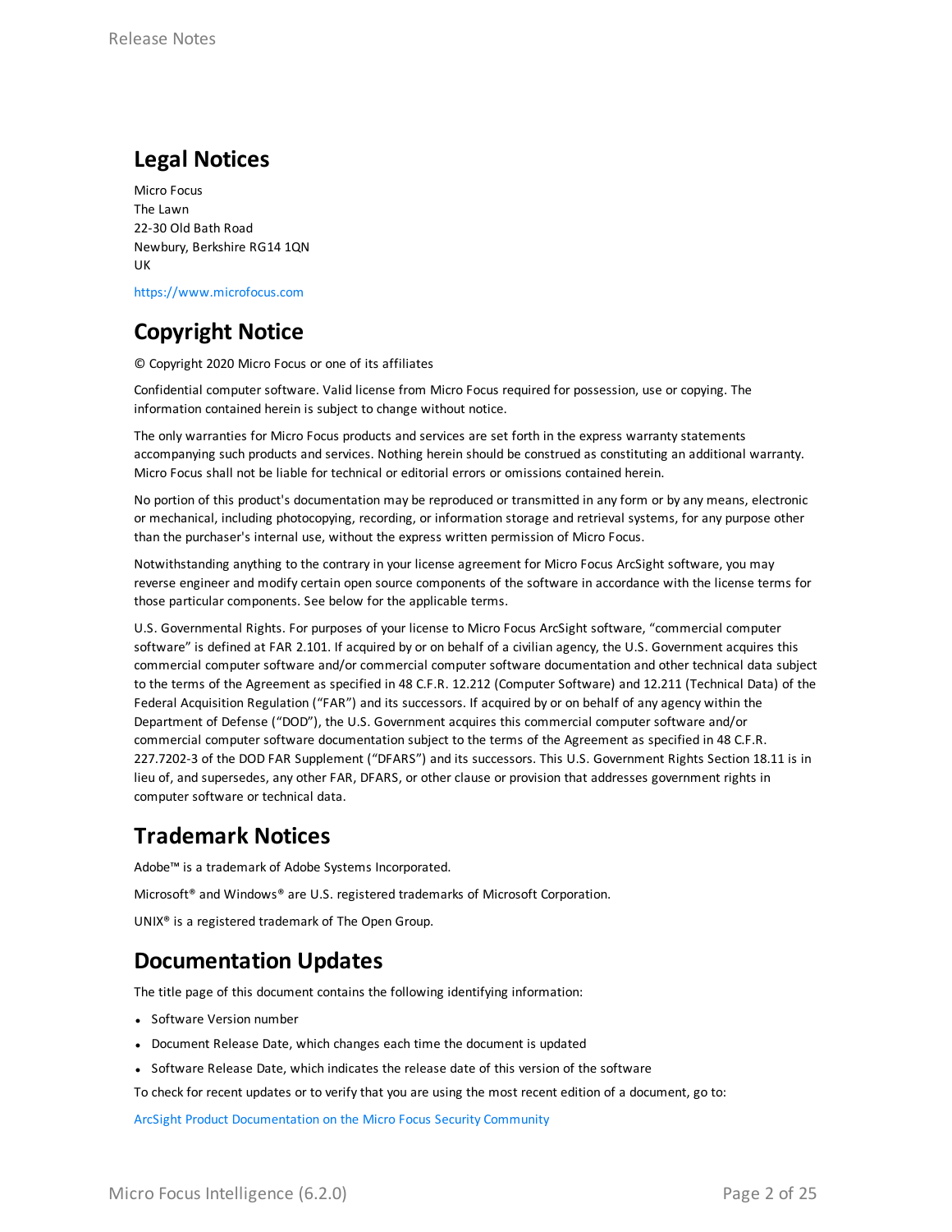## Legal Notices

Micro Focus
The Lawn
22-30 Old Bath Road
Newbury, Berkshire RG14 1QN
UK

https://www.microfocus.com

## Copyright Notice

© Copyright 2020 Micro Focus or one of its affiliates

Confidential computer software. Valid license from Micro Focus required for possession, use or copying. The information contained herein is subject to change without notice.

The only warranties for Micro Focus products and services are set forth in the express warranty statements accompanying such products and services. Nothing herein should be construed as constituting an additional warranty. Micro Focus shall not be liable for technical or editorial errors or omissions contained herein.

No portion of this product's documentation may be reproduced or transmitted in any form or by any means, electronic or mechanical, including photocopying, recording, or information storage and retrieval systems, for any purpose other than the purchaser's internal use, without the express written permission of Micro Focus.

Notwithstanding anything to the contrary in your license agreement for Micro Focus ArcSight software, you may reverse engineer and modify certain open source components of the software in accordance with the license terms for those particular components. See below for the applicable terms.

U.S. Governmental Rights. For purposes of your license to Micro Focus ArcSight software, "commercial computer software" is defined at FAR 2.101. If acquired by or on behalf of a civilian agency, the U.S. Government acquires this commercial computer software and/or commercial computer software documentation and other technical data subject to the terms of the Agreement as specified in 48 C.F.R. 12.212 (Computer Software) and 12.211 (Technical Data) of the Federal Acquisition Regulation ("FAR") and its successors. If acquired by or on behalf of any agency within the Department of Defense ("DOD"), the U.S. Government acquires this commercial computer software and/or commercial computer software documentation subject to the terms of the Agreement as specified in 48 C.F.R. 227.7202-3 of the DOD FAR Supplement ("DFARS") and its successors. This U.S. Government Rights Section 18.11 is in lieu of, and supersedes, any other FAR, DFARS, or other clause or provision that addresses government rights in computer software or technical data.

## Trademark Notices

Adobe™ is a trademark of Adobe Systems Incorporated.

Microsoft® and Windows® are U.S. registered trademarks of Microsoft Corporation.

UNIX® is a registered trademark of The Open Group.

## Documentation Updates

The title page of this document contains the following identifying information:

- Software Version number
- Document Release Date, which changes each time the document is updated
- Software Release Date, which indicates the release date of this version of the software

To check for recent updates or to verify that you are using the most recent edition of a document, go to:

ArcSight Product Documentation on the Micro Focus Security Community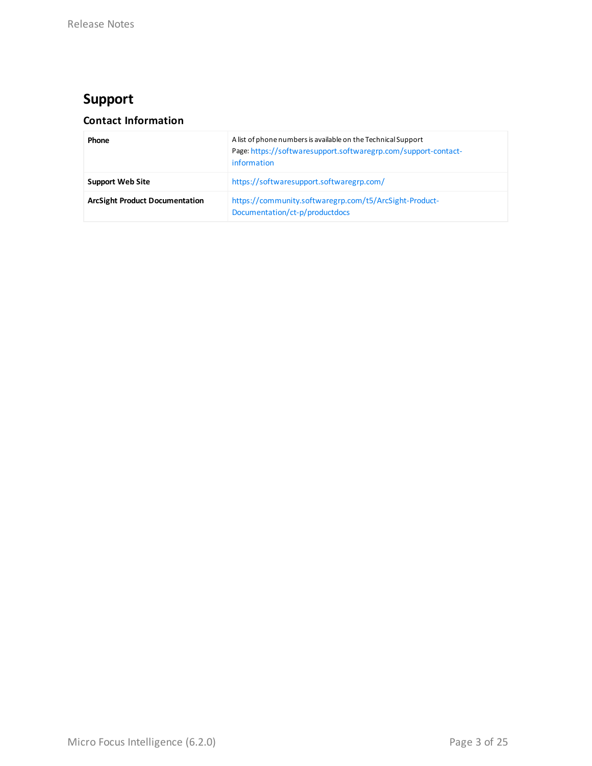# Support

## Contact Information

| | |
|---|---|
| **Phone** | A list of phone numbers is available on the Technical Support Page: https://softwaresupport.softwaregrp.com/support-contact-information |
| **Support Web Site** | https://softwaresupport.softwaregrp.com/ |
| **ArcSight Product Documentation** | https://community.softwaregrp.com/t5/ArcSight-Product-Documentation/ct-p/productdocs |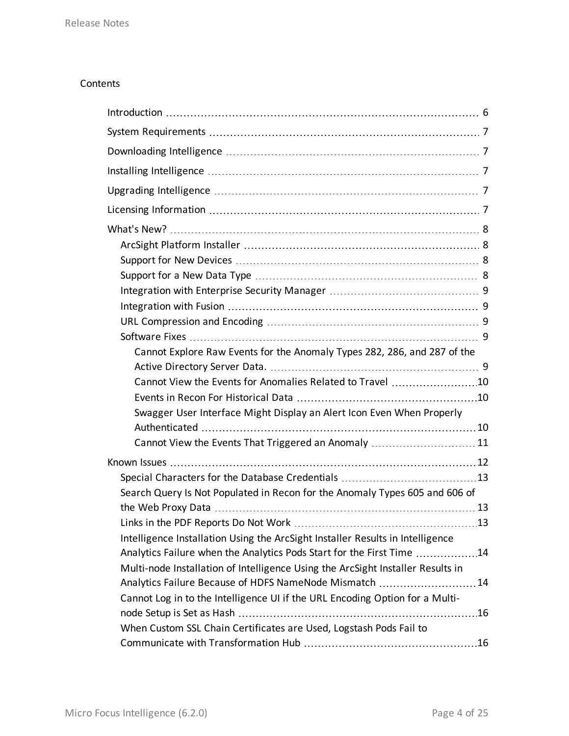Contents

- Introduction ... 6
- System Requirements ... 7
- Downloading Intelligence ... 7
- Installing Intelligence ... 7
- Upgrading Intelligence ... 7
- Licensing Information ... 7
- What's New? ... 8
  - ArcSight Platform Installer ... 8
  - Support for New Devices ... 8
  - Support for a New Data Type ... 8
  - Integration with Enterprise Security Manager ... 9
  - Integration with Fusion ... 9
  - URL Compression and Encoding ... 9
  - Software Fixes ... 9
    - Cannot Explore Raw Events for the Anomaly Types 282, 286, and 287 of the Active Directory Server Data. ... 9
    - Cannot View the Events for Anomalies Related to Travel ... 10
    - Events in Recon For Historical Data ... 10
    - Swagger User Interface Might Display an Alert Icon Even When Properly Authenticated ... 10
    - Cannot View the Events That Triggered an Anomaly ... 11
- Known Issues ... 12
  - Special Characters for the Database Credentials ... 13
  - Search Query Is Not Populated in Recon for the Anomaly Types 605 and 606 of the Web Proxy Data ... 13
  - Links in the PDF Reports Do Not Work ... 13
  - Intelligence Installation Using the ArcSight Installer Results in Intelligence Analytics Failure when the Analytics Pods Start for the First Time ... 14
  - Multi-node Installation of Intelligence Using the ArcSight Installer Results in Analytics Failure Because of HDFS NameNode Mismatch ... 14
  - Cannot Log in to the Intelligence UI if the URL Encoding Option for a Multi-node Setup is Set as Hash ... 16
  - When Custom SSL Chain Certificates are Used, Logstash Pods Fail to Communicate with Transformation Hub ... 16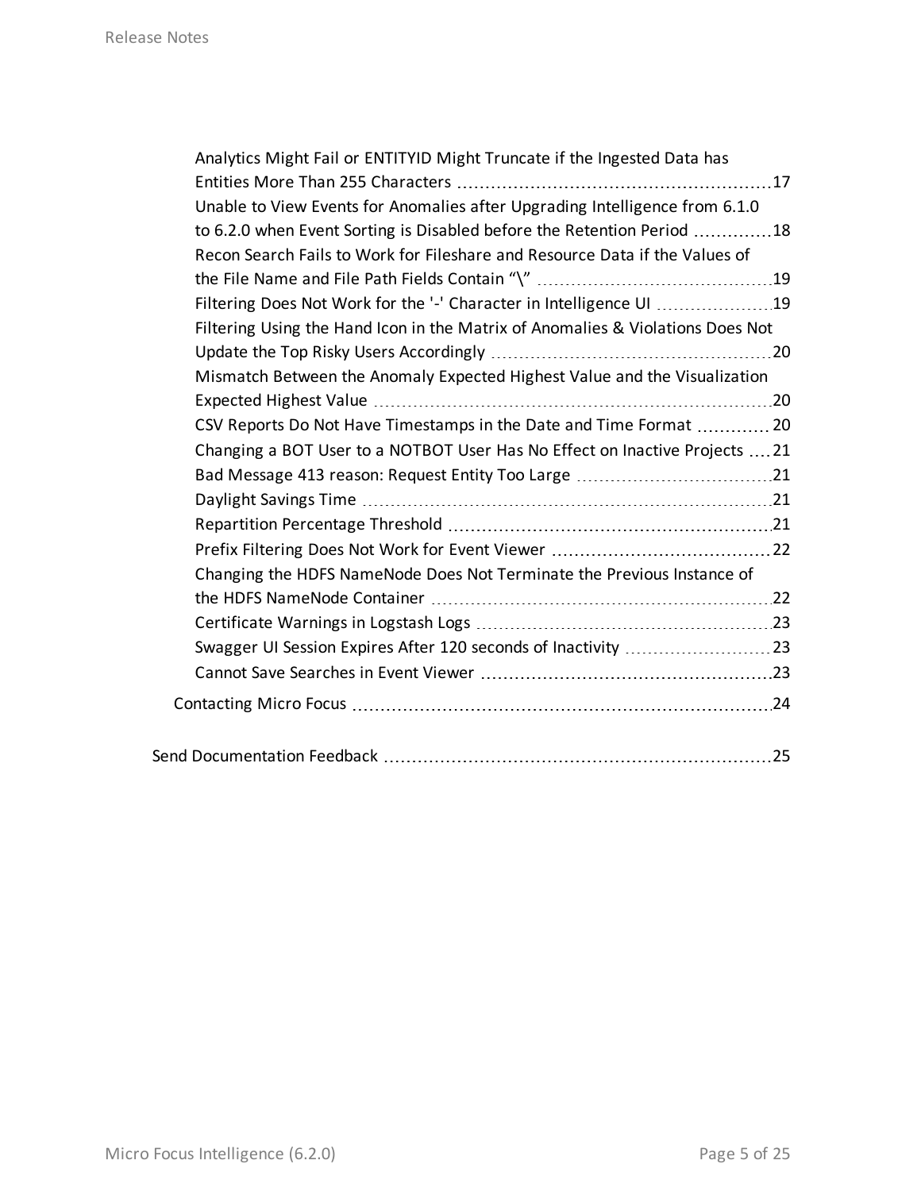- Analytics Might Fail or ENTITYID Might Truncate if the Ingested Data has Entities More Than 255 Characters 17
- Unable to View Events for Anomalies after Upgrading Intelligence from 6.1.0 to 6.2.0 when Event Sorting is Disabled before the Retention Period 18
- Recon Search Fails to Work for Fileshare and Resource Data if the Values of the File Name and File Path Fields Contain “\” 19
- Filtering Does Not Work for the '-' Character in Intelligence UI 19
- Filtering Using the Hand Icon in the Matrix of Anomalies & Violations Does Not Update the Top Risky Users Accordingly 20
- Mismatch Between the Anomaly Expected Highest Value and the Visualization Expected Highest Value 20
- CSV Reports Do Not Have Timestamps in the Date and Time Format 20
- Changing a BOT User to a NOTBOT User Has No Effect on Inactive Projects 21
- Bad Message 413 reason: Request Entity Too Large 21
- Daylight Savings Time 21
- Repartition Percentage Threshold 21
- Prefix Filtering Does Not Work for Event Viewer 22
- Changing the HDFS NameNode Does Not Terminate the Previous Instance of the HDFS NameNode Container 22
- Certificate Warnings in Logstash Logs 23
- Swagger UI Session Expires After 120 seconds of Inactivity 23
- Cannot Save Searches in Event Viewer 23

Contacting Micro Focus 24

Send Documentation Feedback 25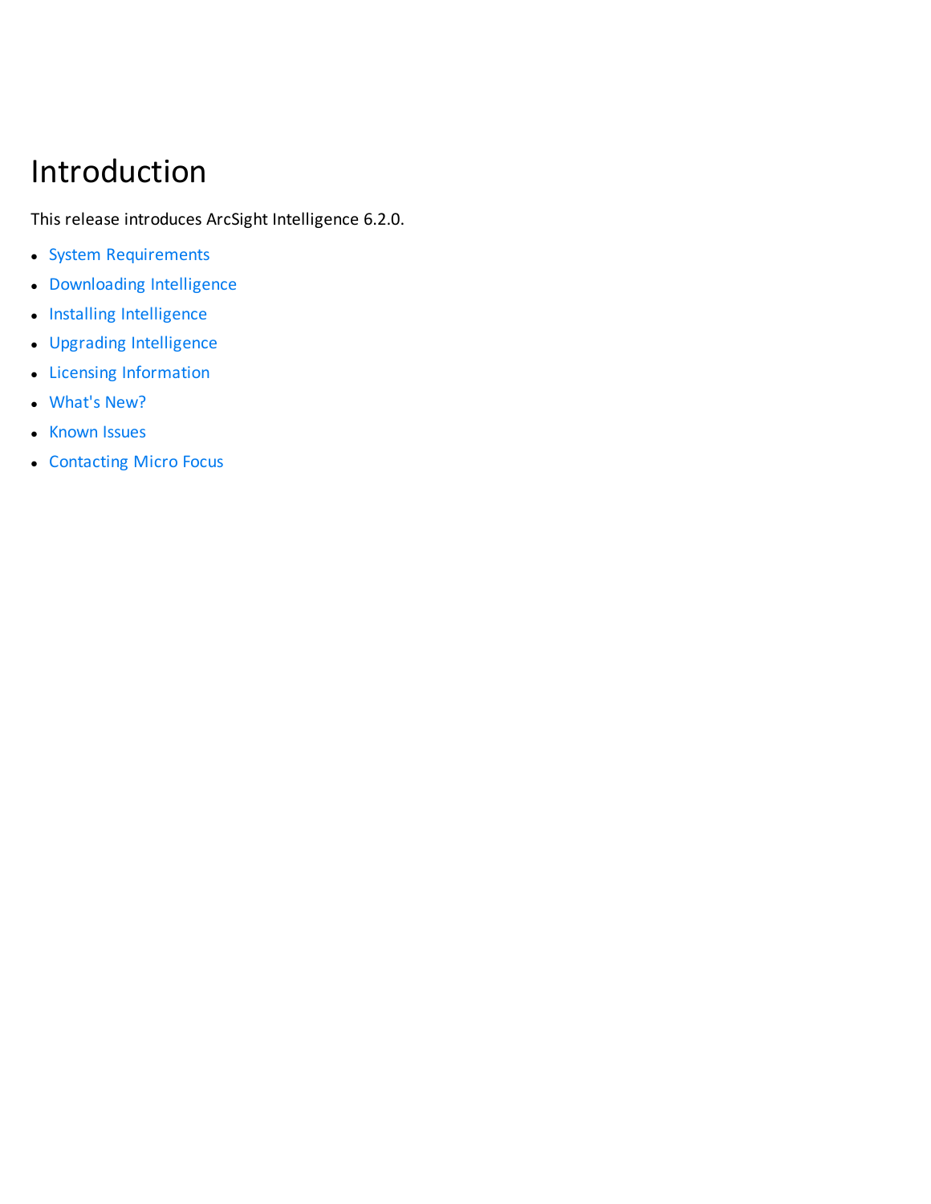# Introduction

This release introduces ArcSight Intelligence 6.2.0.

- System Requirements
- Downloading Intelligence
- Installing Intelligence
- Upgrading Intelligence
- Licensing Information
- What's New?
- Known Issues
- Contacting Micro Focus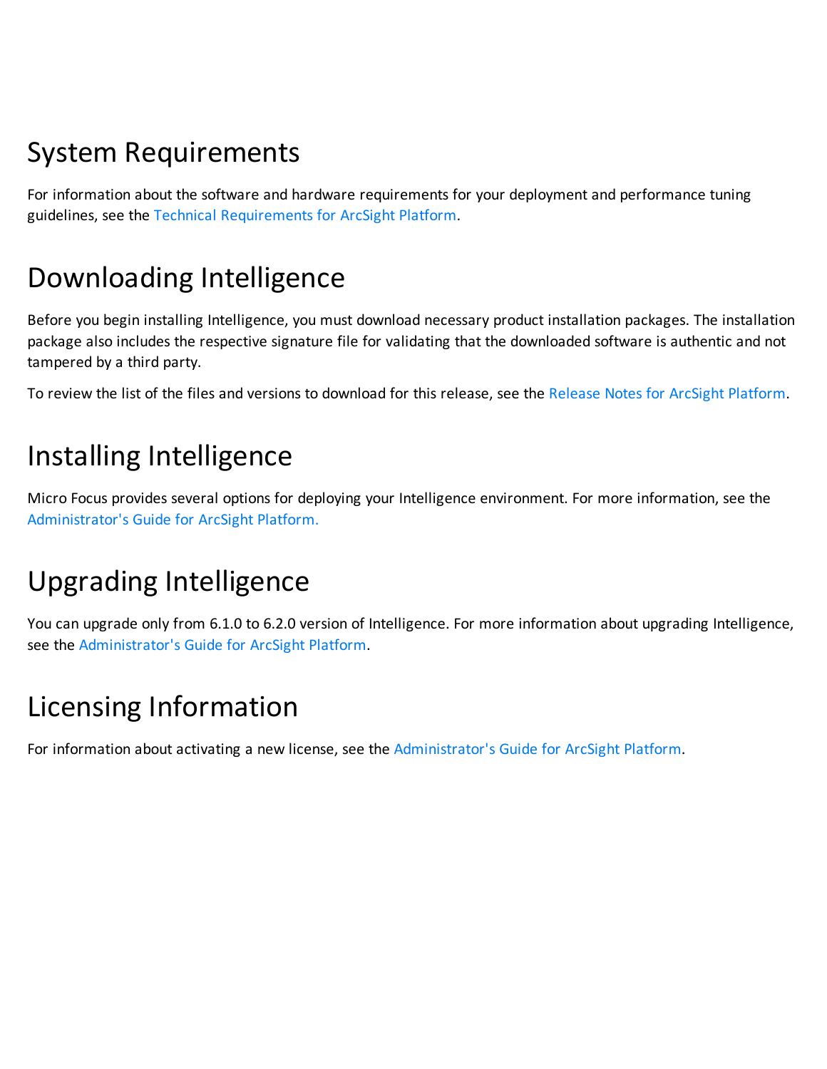# System Requirements

For information about the software and hardware requirements for your deployment and performance tuning guidelines, see the Technical Requirements for ArcSight Platform.

# Downloading Intelligence

Before you begin installing Intelligence, you must download necessary product installation packages. The installation package also includes the respective signature file for validating that the downloaded software is authentic and not tampered by a third party.

To review the list of the files and versions to download for this release, see the Release Notes for ArcSight Platform.

# Installing Intelligence

Micro Focus provides several options for deploying your Intelligence environment. For more information, see the Administrator's Guide for ArcSight Platform.

# Upgrading Intelligence

You can upgrade only from 6.1.0 to 6.2.0 version of Intelligence. For more information about upgrading Intelligence, see the Administrator's Guide for ArcSight Platform.

# Licensing Information

For information about activating a new license, see the Administrator's Guide for ArcSight Platform.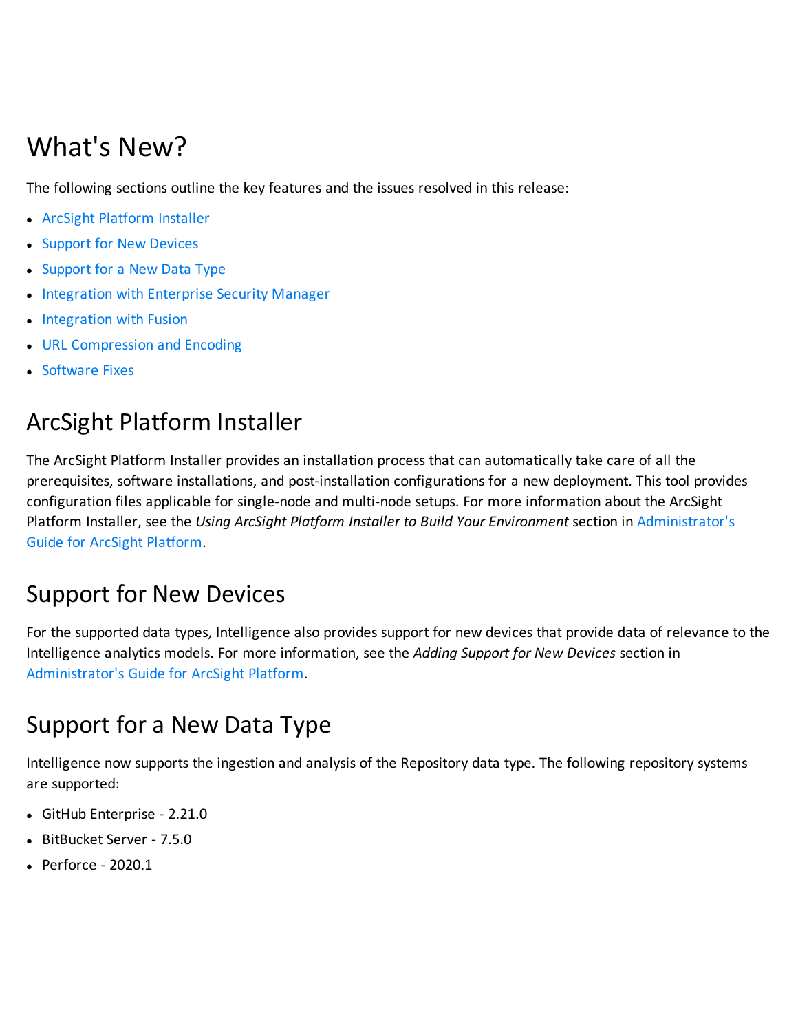# What's New?

The following sections outline the key features and the issues resolved in this release:

- ArcSight Platform Installer
- Support for New Devices
- Support for a New Data Type
- Integration with Enterprise Security Manager
- Integration with Fusion
- URL Compression and Encoding
- Software Fixes

## ArcSight Platform Installer

The ArcSight Platform Installer provides an installation process that can automatically take care of all the prerequisites, software installations, and post-installation configurations for a new deployment. This tool provides configuration files applicable for single-node and multi-node setups. For more information about the ArcSight Platform Installer, see the *Using ArcSight Platform Installer to Build Your Environment* section in Administrator's Guide for ArcSight Platform.

## Support for New Devices

For the supported data types, Intelligence also provides support for new devices that provide data of relevance to the Intelligence analytics models. For more information, see the *Adding Support for New Devices* section in Administrator's Guide for ArcSight Platform.

## Support for a New Data Type

Intelligence now supports the ingestion and analysis of the Repository data type. The following repository systems are supported:

- GitHub Enterprise - 2.21.0
- BitBucket Server - 7.5.0
- Perforce - 2020.1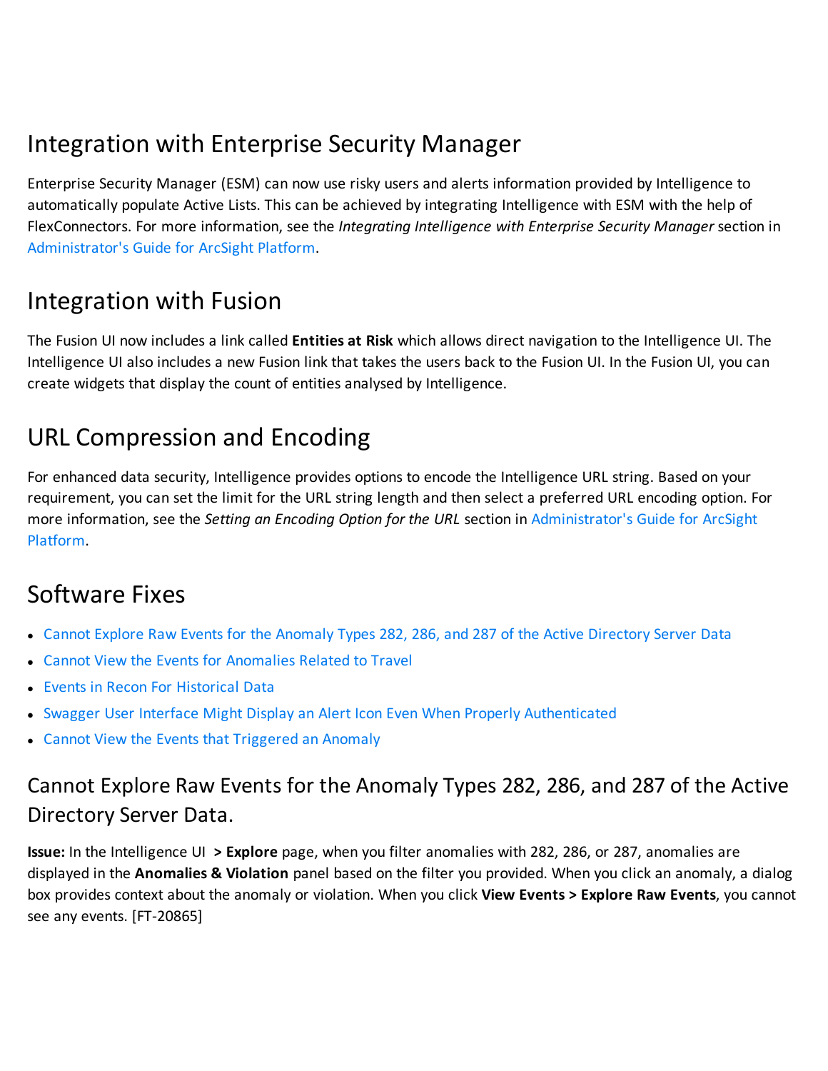## Integration with Enterprise Security Manager

Enterprise Security Manager (ESM) can now use risky users and alerts information provided by Intelligence to automatically populate Active Lists. This can be achieved by integrating Intelligence with ESM with the help of FlexConnectors. For more information, see the *Integrating Intelligence with Enterprise Security Manager* section in Administrator's Guide for ArcSight Platform.

## Integration with Fusion

The Fusion UI now includes a link called **Entities at Risk** which allows direct navigation to the Intelligence UI. The Intelligence UI also includes a new Fusion link that takes the users back to the Fusion UI. In the Fusion UI, you can create widgets that display the count of entities analysed by Intelligence.

## URL Compression and Encoding

For enhanced data security, Intelligence provides options to encode the Intelligence URL string. Based on your requirement, you can set the limit for the URL string length and then select a preferred URL encoding option. For more information, see the *Setting an Encoding Option for the URL* section in Administrator's Guide for ArcSight Platform.

## Software Fixes

- Cannot Explore Raw Events for the Anomaly Types 282, 286, and 287 of the Active Directory Server Data
- Cannot View the Events for Anomalies Related to Travel
- Events in Recon For Historical Data
- Swagger User Interface Might Display an Alert Icon Even When Properly Authenticated
- Cannot View the Events that Triggered an Anomaly

### Cannot Explore Raw Events for the Anomaly Types 282, 286, and 287 of the Active Directory Server Data.

**Issue:** In the Intelligence UI **> Explore** page, when you filter anomalies with 282, 286, or 287, anomalies are displayed in the **Anomalies & Violation** panel based on the filter you provided. When you click an anomaly, a dialog box provides context about the anomaly or violation. When you click **View Events > Explore Raw Events**, you cannot see any events. [FT-20865]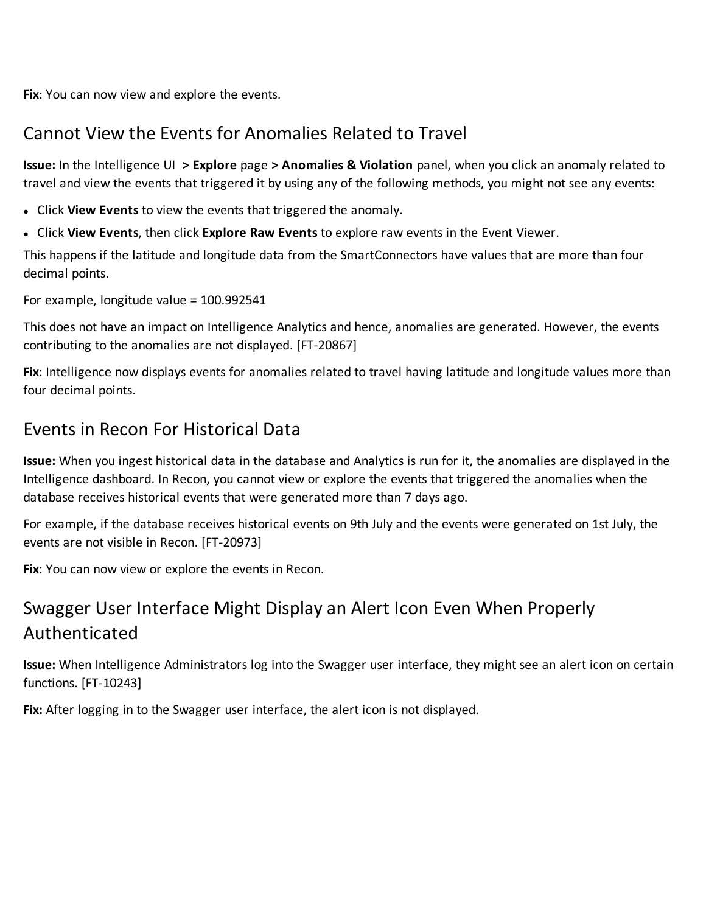**Fix**: You can now view and explore the events.

## Cannot View the Events for Anomalies Related to Travel

**Issue:** In the Intelligence UI **> Explore** page **> Anomalies & Violation** panel, when you click an anomaly related to travel and view the events that triggered it by using any of the following methods, you might not see any events:

- Click **View Events** to view the events that triggered the anomaly.
- Click **View Events**, then click **Explore Raw Events** to explore raw events in the Event Viewer.

This happens if the latitude and longitude data from the SmartConnectors have values that are more than four decimal points.

For example, longitude value = 100.992541

This does not have an impact on Intelligence Analytics and hence, anomalies are generated. However, the events contributing to the anomalies are not displayed. [FT-20867]

**Fix**: Intelligence now displays events for anomalies related to travel having latitude and longitude values more than four decimal points.

## Events in Recon For Historical Data

**Issue:** When you ingest historical data in the database and Analytics is run for it, the anomalies are displayed in the Intelligence dashboard. In Recon, you cannot view or explore the events that triggered the anomalies when the database receives historical events that were generated more than 7 days ago.

For example, if the database receives historical events on 9th July and the events were generated on 1st July, the events are not visible in Recon. [FT-20973]

**Fix**: You can now view or explore the events in Recon.

## Swagger User Interface Might Display an Alert Icon Even When Properly Authenticated

**Issue:** When Intelligence Administrators log into the Swagger user interface, they might see an alert icon on certain functions. [FT-10243]

**Fix:** After logging in to the Swagger user interface, the alert icon is not displayed.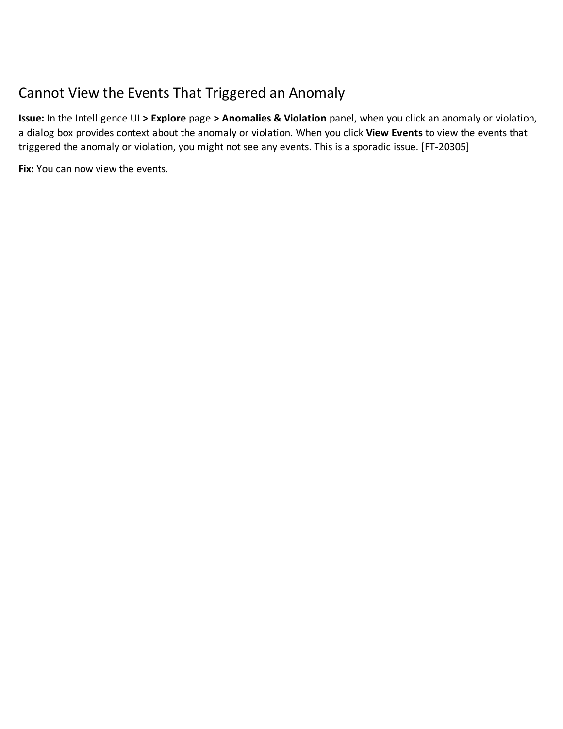## Cannot View the Events That Triggered an Anomaly

**Issue:** In the Intelligence UI **> Explore** page **> Anomalies & Violation** panel, when you click an anomaly or violation, a dialog box provides context about the anomaly or violation. When you click **View Events** to view the events that triggered the anomaly or violation, you might not see any events. This is a sporadic issue. [FT-20305]

**Fix:** You can now view the events.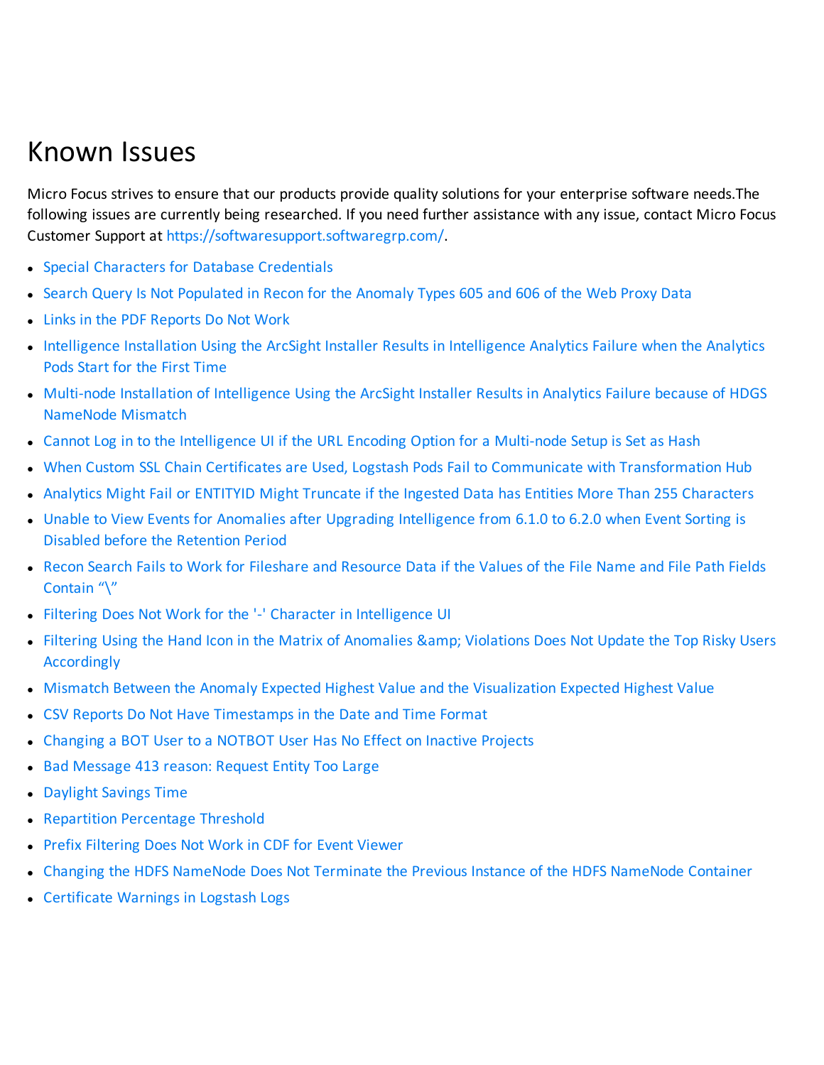# Known Issues

Micro Focus strives to ensure that our products provide quality solutions for your enterprise software needs.The following issues are currently being researched. If you need further assistance with any issue, contact Micro Focus Customer Support at https://softwaresupport.softwaregrp.com/.

- Special Characters for Database Credentials
- Search Query Is Not Populated in Recon for the Anomaly Types 605 and 606 of the Web Proxy Data
- Links in the PDF Reports Do Not Work
- Intelligence Installation Using the ArcSight Installer Results in Intelligence Analytics Failure when the Analytics Pods Start for the First Time
- Multi-node Installation of Intelligence Using the ArcSight Installer Results in Analytics Failure because of HDGS NameNode Mismatch
- Cannot Log in to the Intelligence UI if the URL Encoding Option for a Multi-node Setup is Set as Hash
- When Custom SSL Chain Certificates are Used, Logstash Pods Fail to Communicate with Transformation Hub
- Analytics Might Fail or ENTITYID Might Truncate if the Ingested Data has Entities More Than 255 Characters
- Unable to View Events for Anomalies after Upgrading Intelligence from 6.1.0 to 6.2.0 when Event Sorting is Disabled before the Retention Period
- Recon Search Fails to Work for Fileshare and Resource Data if the Values of the File Name and File Path Fields Contain “\”
- Filtering Does Not Work for the '-' Character in Intelligence UI
- Filtering Using the Hand Icon in the Matrix of Anomalies &amp; Violations Does Not Update the Top Risky Users Accordingly
- Mismatch Between the Anomaly Expected Highest Value and the Visualization Expected Highest Value
- CSV Reports Do Not Have Timestamps in the Date and Time Format
- Changing a BOT User to a NOTBOT User Has No Effect on Inactive Projects
- Bad Message 413 reason: Request Entity Too Large
- Daylight Savings Time
- Repartition Percentage Threshold
- Prefix Filtering Does Not Work in CDF for Event Viewer
- Changing the HDFS NameNode Does Not Terminate the Previous Instance of the HDFS NameNode Container
- Certificate Warnings in Logstash Logs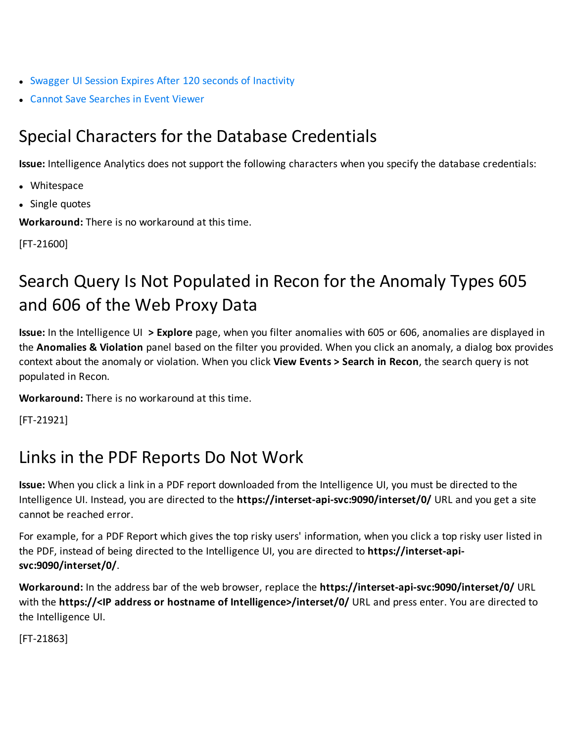- Swagger UI Session Expires After 120 seconds of Inactivity
- Cannot Save Searches in Event Viewer

## Special Characters for the Database Credentials

**Issue:** Intelligence Analytics does not support the following characters when you specify the database credentials:

- Whitespace
- Single quotes

**Workaround:** There is no workaround at this time.

[FT-21600]

## Search Query Is Not Populated in Recon for the Anomaly Types 605 and 606 of the Web Proxy Data

**Issue:** In the Intelligence UI **> Explore** page, when you filter anomalies with 605 or 606, anomalies are displayed in the **Anomalies & Violation** panel based on the filter you provided. When you click an anomaly, a dialog box provides context about the anomaly or violation. When you click **View Events > Search in Recon**, the search query is not populated in Recon.

**Workaround:** There is no workaround at this time.

[FT-21921]

## Links in the PDF Reports Do Not Work

**Issue:** When you click a link in a PDF report downloaded from the Intelligence UI, you must be directed to the Intelligence UI. Instead, you are directed to the **https://interset-api-svc:9090/interset/0/** URL and you get a site cannot be reached error.

For example, for a PDF Report which gives the top risky users' information, when you click a top risky user listed in the PDF, instead of being directed to the Intelligence UI, you are directed to **https://interset-api-svc:9090/interset/0/**.

**Workaround:** In the address bar of the web browser, replace the **https://interset-api-svc:9090/interset/0/** URL with the **https://<IP address or hostname of Intelligence>/interset/0/** URL and press enter. You are directed to the Intelligence UI.

[FT-21863]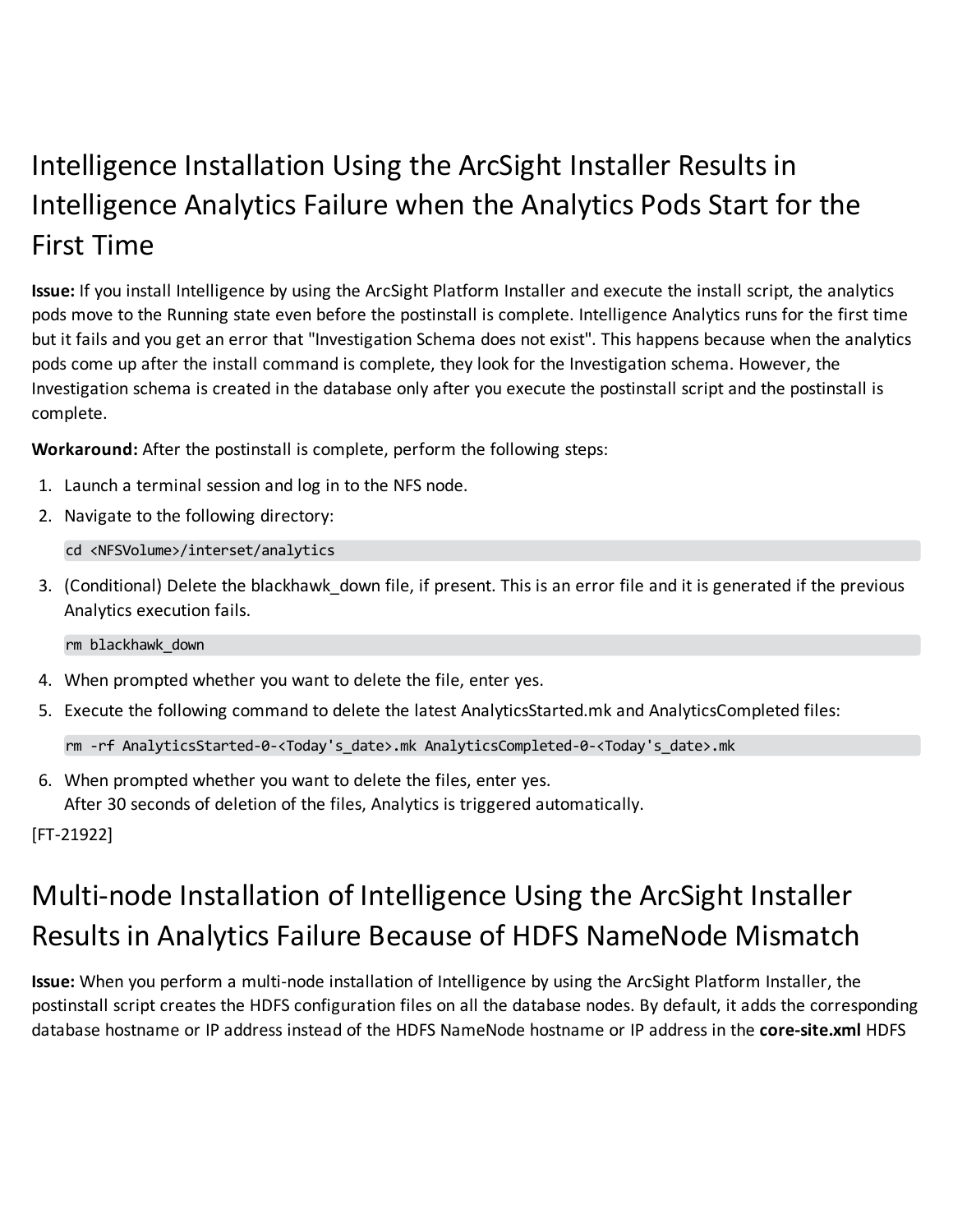## Intelligence Installation Using the ArcSight Installer Results in Intelligence Analytics Failure when the Analytics Pods Start for the First Time

**Issue:** If you install Intelligence by using the ArcSight Platform Installer and execute the install script, the analytics pods move to the Running state even before the postinstall is complete. Intelligence Analytics runs for the first time but it fails and you get an error that "Investigation Schema does not exist". This happens because when the analytics pods come up after the install command is complete, they look for the Investigation schema. However, the Investigation schema is created in the database only after you execute the postinstall script and the postinstall is complete.

**Workaround:** After the postinstall is complete, perform the following steps:

1. Launch a terminal session and log in to the NFS node.
2. Navigate to the following directory:

   ```
   cd <NFSVolume>/interset/analytics
   ```

3. (Conditional) Delete the blackhawk_down file, if present. This is an error file and it is generated if the previous Analytics execution fails.

   ```
   rm blackhawk_down
   ```

4. When prompted whether you want to delete the file, enter yes.
5. Execute the following command to delete the latest AnalyticsStarted.mk and AnalyticsCompleted files:

   ```
   rm -rf AnalyticsStarted-0-<Today's_date>.mk AnalyticsCompleted-0-<Today's_date>.mk
   ```

6. When prompted whether you want to delete the files, enter yes.
   After 30 seconds of deletion of the files, Analytics is triggered automatically.

[FT-21922]

## Multi-node Installation of Intelligence Using the ArcSight Installer Results in Analytics Failure Because of HDFS NameNode Mismatch

**Issue:** When you perform a multi-node installation of Intelligence by using the ArcSight Platform Installer, the postinstall script creates the HDFS configuration files on all the database nodes. By default, it adds the corresponding database hostname or IP address instead of the HDFS NameNode hostname or IP address in the **core-site.xml** HDFS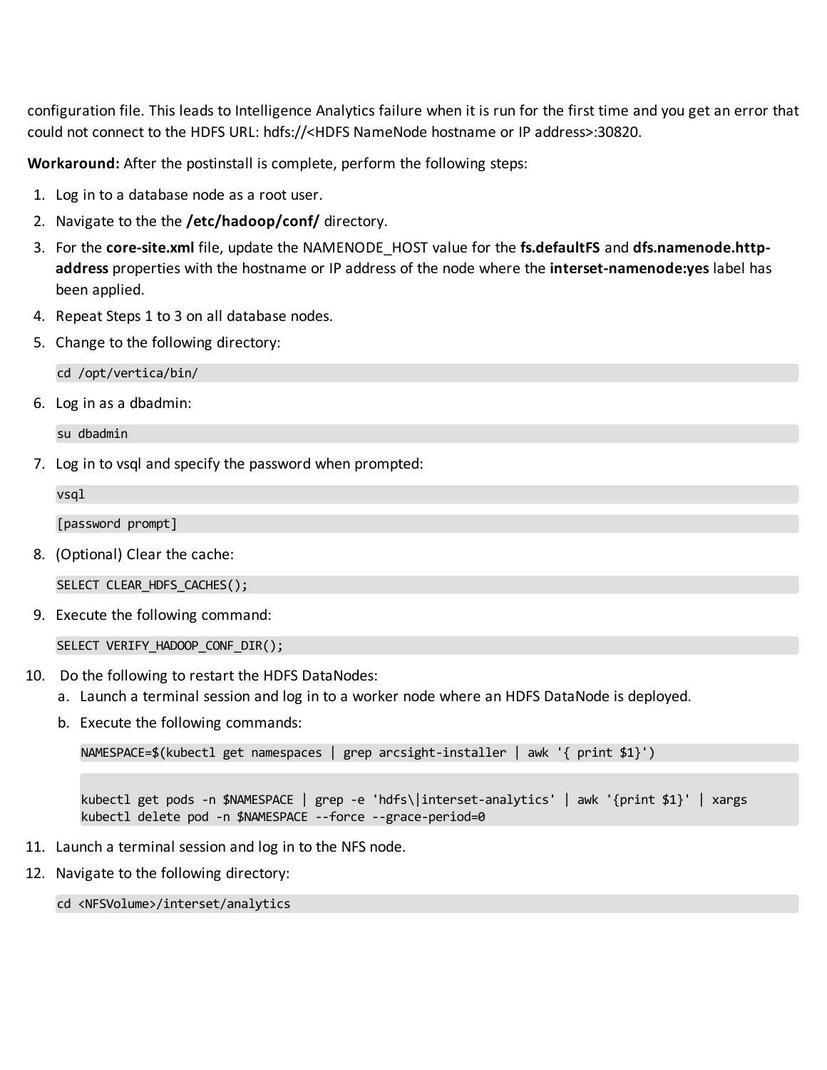configuration file. This leads to Intelligence Analytics failure when it is run for the first time and you get an error that could not connect to the HDFS URL: hdfs://<HDFS NameNode hostname or IP address>:30820.

**Workaround:** After the postinstall is complete, perform the following steps:

1. Log in to a database node as a root user.
2. Navigate to the the **/etc/hadoop/conf/** directory.
3. For the **core-site.xml** file, update the NAMENODE_HOST value for the **fs.defaultFS** and **dfs.namenode.http-address** properties with the hostname or IP address of the node where the **interset-namenode:yes** label has been applied.
4. Repeat Steps 1 to 3 on all database nodes.
5. Change to the following directory:

   ```
   cd /opt/vertica/bin/
   ```

6. Log in as a dbadmin:

   ```
   su dbadmin
   ```

7. Log in to vsql and specify the password when prompted:

   ```
   vsql
   ```

   ```
   [password prompt]
   ```

8. (Optional) Clear the cache:

   ```
   SELECT CLEAR_HDFS_CACHES();
   ```

9. Execute the following command:

   ```
   SELECT VERIFY_HADOOP_CONF_DIR();
   ```

10. Do the following to restart the HDFS DataNodes:
    a. Launch a terminal session and log in to a worker node where an HDFS DataNode is deployed.
    b. Execute the following commands:

    ```
    NAMESPACE=$(kubectl get namespaces | grep arcsight-installer | awk '{ print $1}')
    ```

    ```
    kubectl get pods -n $NAMESPACE | grep -e 'hdfs\|interset-analytics' | awk '{print $1}' | xargs
    kubectl delete pod -n $NAMESPACE --force --grace-period=0
    ```

11. Launch a terminal session and log in to the NFS node.
12. Navigate to the following directory:

    ```
    cd <NFSVolume>/interset/analytics
    ```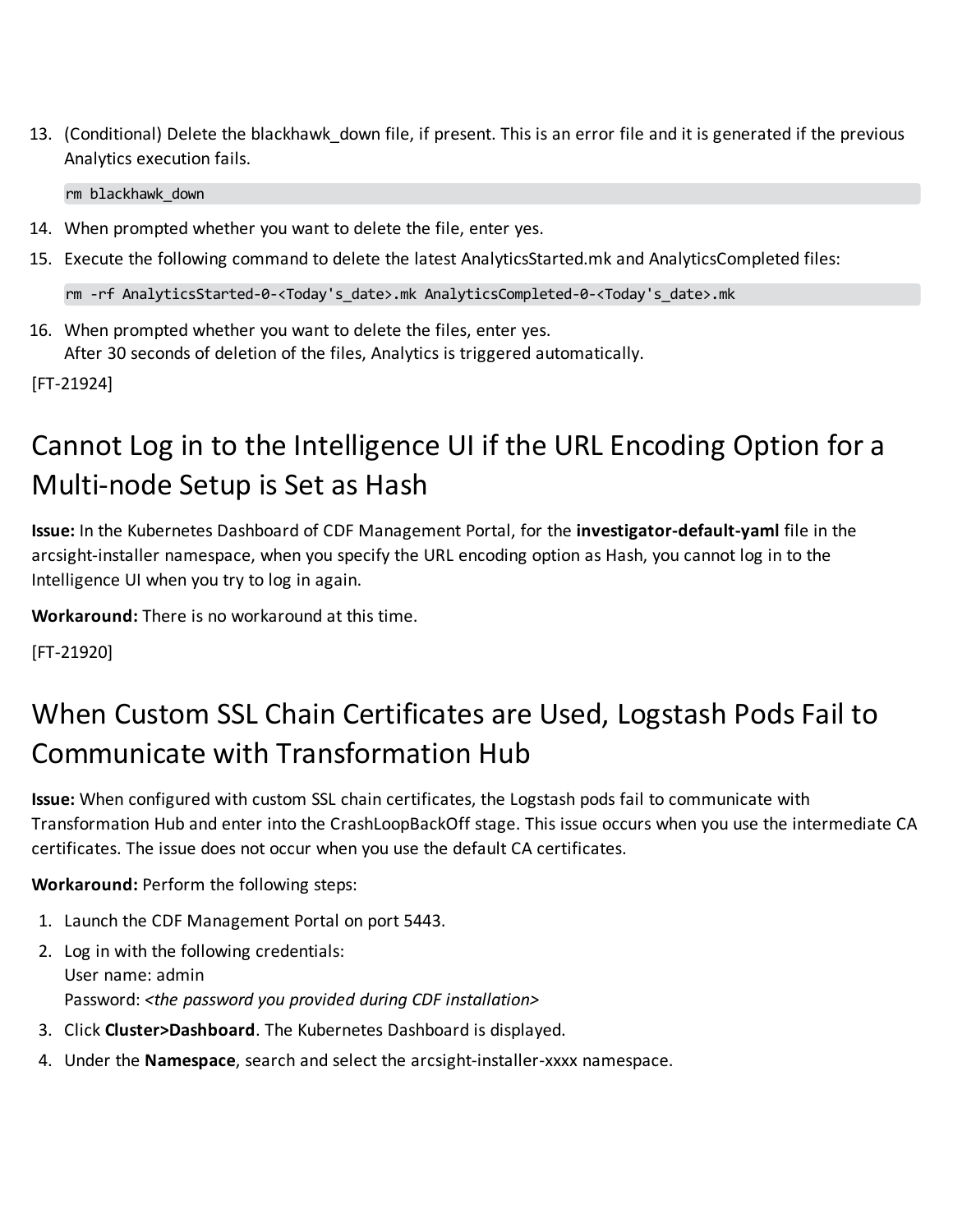13. (Conditional) Delete the blackhawk_down file, if present. This is an error file and it is generated if the previous Analytics execution fails.

    ```
    rm blackhawk_down
    ```

14. When prompted whether you want to delete the file, enter yes.
15. Execute the following command to delete the latest AnalyticsStarted.mk and AnalyticsCompleted files:

    ```
    rm -rf AnalyticsStarted-0-<Today's_date>.mk AnalyticsCompleted-0-<Today's_date>.mk
    ```

16. When prompted whether you want to delete the files, enter yes.
    After 30 seconds of deletion of the files, Analytics is triggered automatically.

[FT-21924]

# Cannot Log in to the Intelligence UI if the URL Encoding Option for a Multi-node Setup is Set as Hash

**Issue:** In the Kubernetes Dashboard of CDF Management Portal, for the **investigator-default-yaml** file in the arcsight-installer namespace, when you specify the URL encoding option as Hash, you cannot log in to the Intelligence UI when you try to log in again.

**Workaround:** There is no workaround at this time.

[FT-21920]

# When Custom SSL Chain Certificates are Used, Logstash Pods Fail to Communicate with Transformation Hub

**Issue:** When configured with custom SSL chain certificates, the Logstash pods fail to communicate with Transformation Hub and enter into the CrashLoopBackOff stage. This issue occurs when you use the intermediate CA certificates. The issue does not occur when you use the default CA certificates.

**Workaround:** Perform the following steps:

1. Launch the CDF Management Portal on port 5443.
2. Log in with the following credentials:
   User name: admin
   Password: *<the password you provided during CDF installation>*
3. Click **Cluster>Dashboard**. The Kubernetes Dashboard is displayed.
4. Under the **Namespace**, search and select the arcsight-installer-xxxx namespace.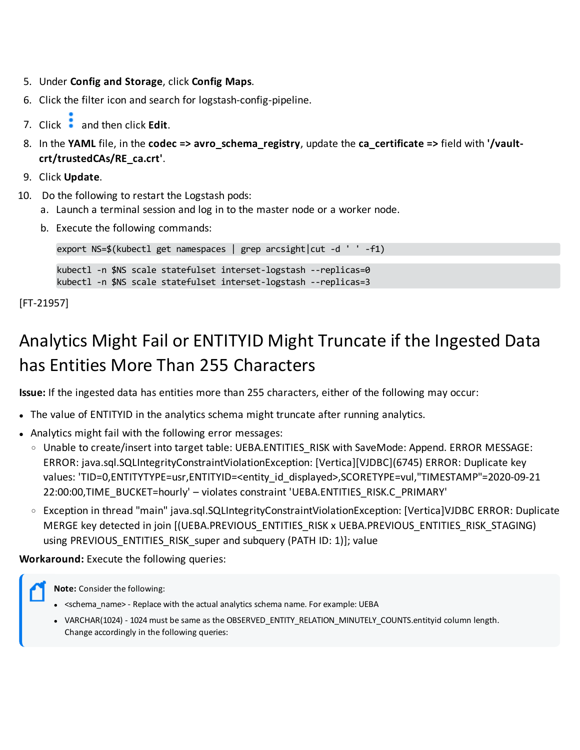5. Under **Config and Storage**, click **Config Maps**.
6. Click the filter icon and search for logstash-config-pipeline.
7. Click ⋮ and then click **Edit**.
8. In the **YAML** file, in the **codec => avro_schema_registry**, update the **ca_certificate =>** field with **'/vault-crt/trustedCAs/RE_ca.crt'**.
9. Click **Update**.
10. Do the following to restart the Logstash pods:
    a. Launch a terminal session and log in to the master node or a worker node.
    b. Execute the following commands:

    ```
    export NS=$(kubectl get namespaces | grep arcsight|cut -d ' ' -f1)
    ```

    ```
    kubectl -n $NS scale statefulset interset-logstash --replicas=0
    kubectl -n $NS scale statefulset interset-logstash --replicas=3
    ```

[FT-21957]

# Analytics Might Fail or ENTITYID Might Truncate if the Ingested Data has Entities More Than 255 Characters

**Issue:** If the ingested data has entities more than 255 characters, either of the following may occur:

- The value of ENTITYID in the analytics schema might truncate after running analytics.
- Analytics might fail with the following error messages:
  - Unable to create/insert into target table: UEBA.ENTITIES_RISK with SaveMode: Append. ERROR MESSAGE: ERROR: java.sql.SQLIntegrityConstraintViolationException: [Vertica][VJDBC](6745) ERROR: Duplicate key values: 'TID=0,ENTITYTYPE=usr,ENTITYID=<entity_id_displayed>,SCORETYPE=vul,"TIMESTAMP"=2020-09-21 22:00:00,TIME_BUCKET=hourly' – violates constraint 'UEBA.ENTITIES_RISK.C_PRIMARY'
  - Exception in thread "main" java.sql.SQLIntegrityConstraintViolationException: [Vertica]VJDBC ERROR: Duplicate MERGE key detected in join [(UEBA.PREVIOUS_ENTITIES_RISK x UEBA.PREVIOUS_ENTITIES_RISK_STAGING) using PREVIOUS_ENTITIES_RISK_super and subquery (PATH ID: 1)]; value

**Workaround:** Execute the following queries:

> **Note:** Consider the following:
>
> - <schema_name> - Replace with the actual analytics schema name. For example: UEBA
> - VARCHAR(1024) - 1024 must be same as the OBSERVED_ENTITY_RELATION_MINUTELY_COUNTS.entityid column length. Change accordingly in the following queries: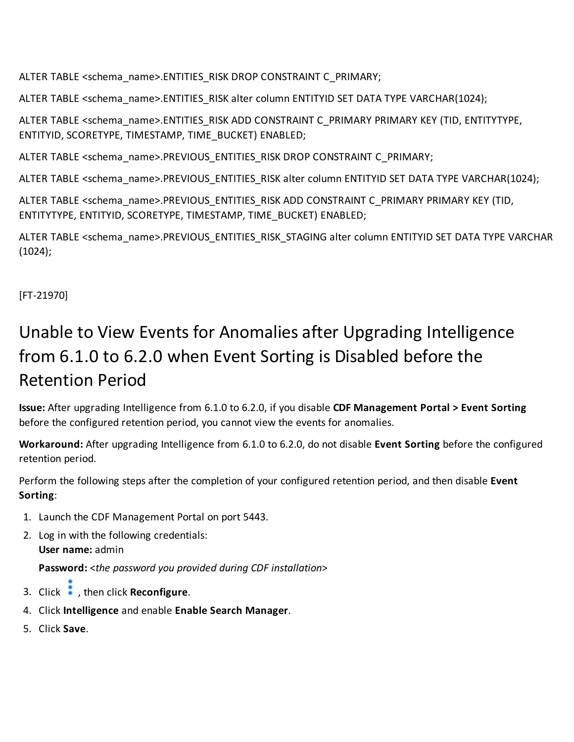ALTER TABLE <schema_name>.ENTITIES_RISK DROP CONSTRAINT C_PRIMARY;

ALTER TABLE <schema_name>.ENTITIES_RISK alter column ENTITYID SET DATA TYPE VARCHAR(1024);

ALTER TABLE <schema_name>.ENTITIES_RISK ADD CONSTRAINT C_PRIMARY PRIMARY KEY (TID, ENTITYTYPE, ENTITYID, SCORETYPE, TIMESTAMP, TIME_BUCKET) ENABLED;

ALTER TABLE <schema_name>.PREVIOUS_ENTITIES_RISK DROP CONSTRAINT C_PRIMARY;

ALTER TABLE <schema_name>.PREVIOUS_ENTITIES_RISK alter column ENTITYID SET DATA TYPE VARCHAR(1024);

ALTER TABLE <schema_name>.PREVIOUS_ENTITIES_RISK ADD CONSTRAINT C_PRIMARY PRIMARY KEY (TID, ENTITYTYPE, ENTITYID, SCORETYPE, TIMESTAMP, TIME_BUCKET) ENABLED;

ALTER TABLE <schema_name>.PREVIOUS_ENTITIES_RISK_STAGING alter column ENTITYID SET DATA TYPE VARCHAR (1024);

[FT-21970]

# Unable to View Events for Anomalies after Upgrading Intelligence from 6.1.0 to 6.2.0 when Event Sorting is Disabled before the Retention Period

**Issue:** After upgrading Intelligence from 6.1.0 to 6.2.0, if you disable **CDF Management Portal > Event Sorting** before the configured retention period, you cannot view the events for anomalies.

**Workaround:** After upgrading Intelligence from 6.1.0 to 6.2.0, do not disable **Event Sorting** before the configured retention period.

Perform the following steps after the completion of your configured retention period, and then disable **Event Sorting**:

1. Launch the CDF Management Portal on port 5443.
2. Log in with the following credentials:
   **User name:** admin
   
   **Password:** <*the password you provided during CDF installation*>
3. Click ⋮ , then click **Reconfigure**.
4. Click **Intelligence** and enable **Enable Search Manager**.
5. Click **Save**.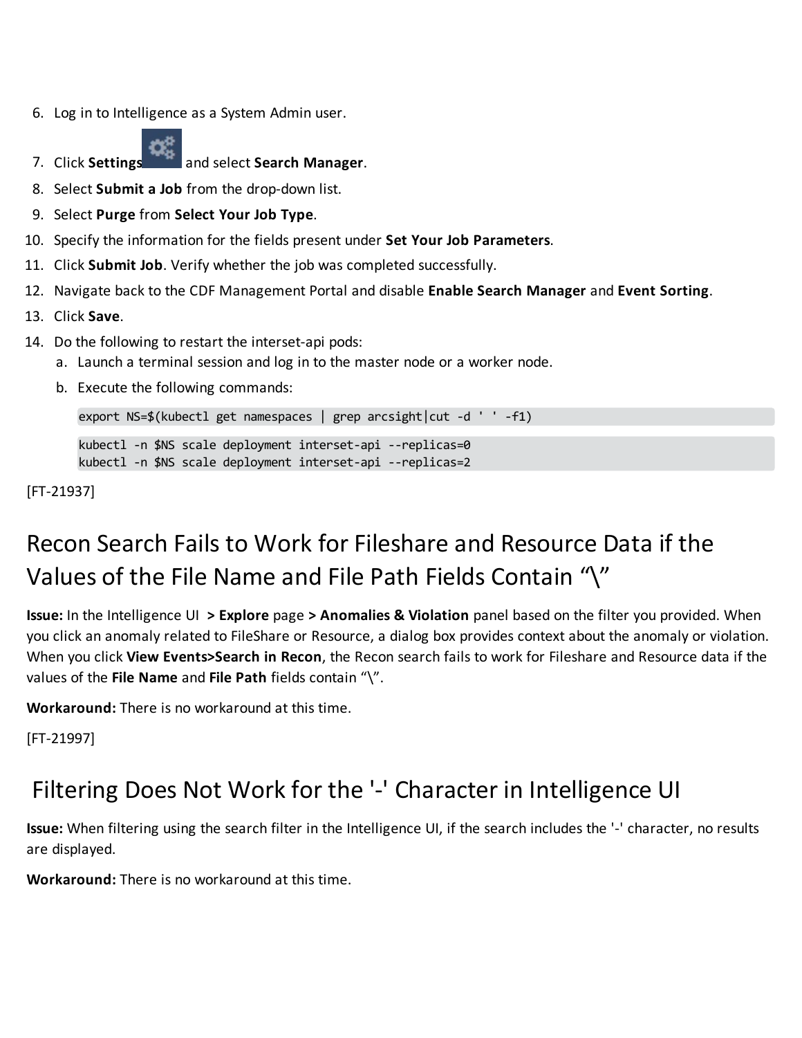6. Log in to Intelligence as a System Admin user.
7. Click **Settings** and select **Search Manager**.
8. Select **Submit a Job** from the drop-down list.
9. Select **Purge** from **Select Your Job Type**.
10. Specify the information for the fields present under **Set Your Job Parameters**.
11. Click **Submit Job**. Verify whether the job was completed successfully.
12. Navigate back to the CDF Management Portal and disable **Enable Search Manager** and **Event Sorting**.
13. Click **Save**.
14. Do the following to restart the interset-api pods:
    a. Launch a terminal session and log in to the master node or a worker node.
    b. Execute the following commands:

    ```
    export NS=$(kubectl get namespaces | grep arcsight|cut -d ' ' -f1)
    ```

    ```
    kubectl -n $NS scale deployment interset-api --replicas=0
    kubectl -n $NS scale deployment interset-api --replicas=2
    ```

[FT-21937]

## Recon Search Fails to Work for Fileshare and Resource Data if the Values of the File Name and File Path Fields Contain “\”

**Issue:** In the Intelligence UI **> Explore** page **> Anomalies & Violation** panel based on the filter you provided. When you click an anomaly related to FileShare or Resource, a dialog box provides context about the anomaly or violation. When you click **View Events>Search in Recon**, the Recon search fails to work for Fileshare and Resource data if the values of the **File Name** and **File Path** fields contain “\”.

**Workaround:** There is no workaround at this time.

[FT-21997]

## Filtering Does Not Work for the '-' Character in Intelligence UI

**Issue:** When filtering using the search filter in the Intelligence UI, if the search includes the '-' character, no results are displayed.

**Workaround:** There is no workaround at this time.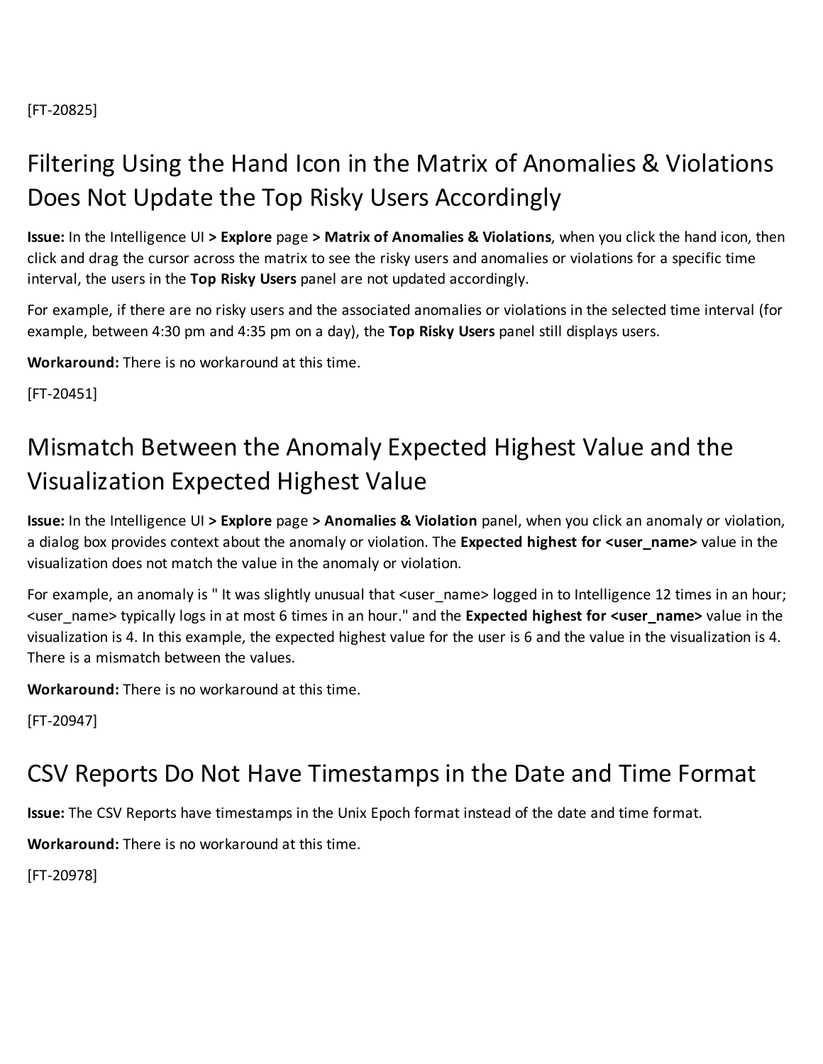[FT-20825]

## Filtering Using the Hand Icon in the Matrix of Anomalies & Violations Does Not Update the Top Risky Users Accordingly

**Issue:** In the Intelligence UI **> Explore** page **> Matrix of Anomalies & Violations**, when you click the hand icon, then click and drag the cursor across the matrix to see the risky users and anomalies or violations for a specific time interval, the users in the **Top Risky Users** panel are not updated accordingly.

For example, if there are no risky users and the associated anomalies or violations in the selected time interval (for example, between 4:30 pm and 4:35 pm on a day), the **Top Risky Users** panel still displays users.

**Workaround:** There is no workaround at this time.

[FT-20451]

## Mismatch Between the Anomaly Expected Highest Value and the Visualization Expected Highest Value

**Issue:** In the Intelligence UI **> Explore** page **> Anomalies & Violation** panel, when you click an anomaly or violation, a dialog box provides context about the anomaly or violation. The **Expected highest for <user_name>** value in the visualization does not match the value in the anomaly or violation.

For example, an anomaly is " It was slightly unusual that <user_name> logged in to Intelligence 12 times in an hour; <user_name> typically logs in at most 6 times in an hour." and the **Expected highest for <user_name>** value in the visualization is 4. In this example, the expected highest value for the user is 6 and the value in the visualization is 4. There is a mismatch between the values.

**Workaround:** There is no workaround at this time.

[FT-20947]

## CSV Reports Do Not Have Timestamps in the Date and Time Format

**Issue:** The CSV Reports have timestamps in the Unix Epoch format instead of the date and time format.

**Workaround:** There is no workaround at this time.

[FT-20978]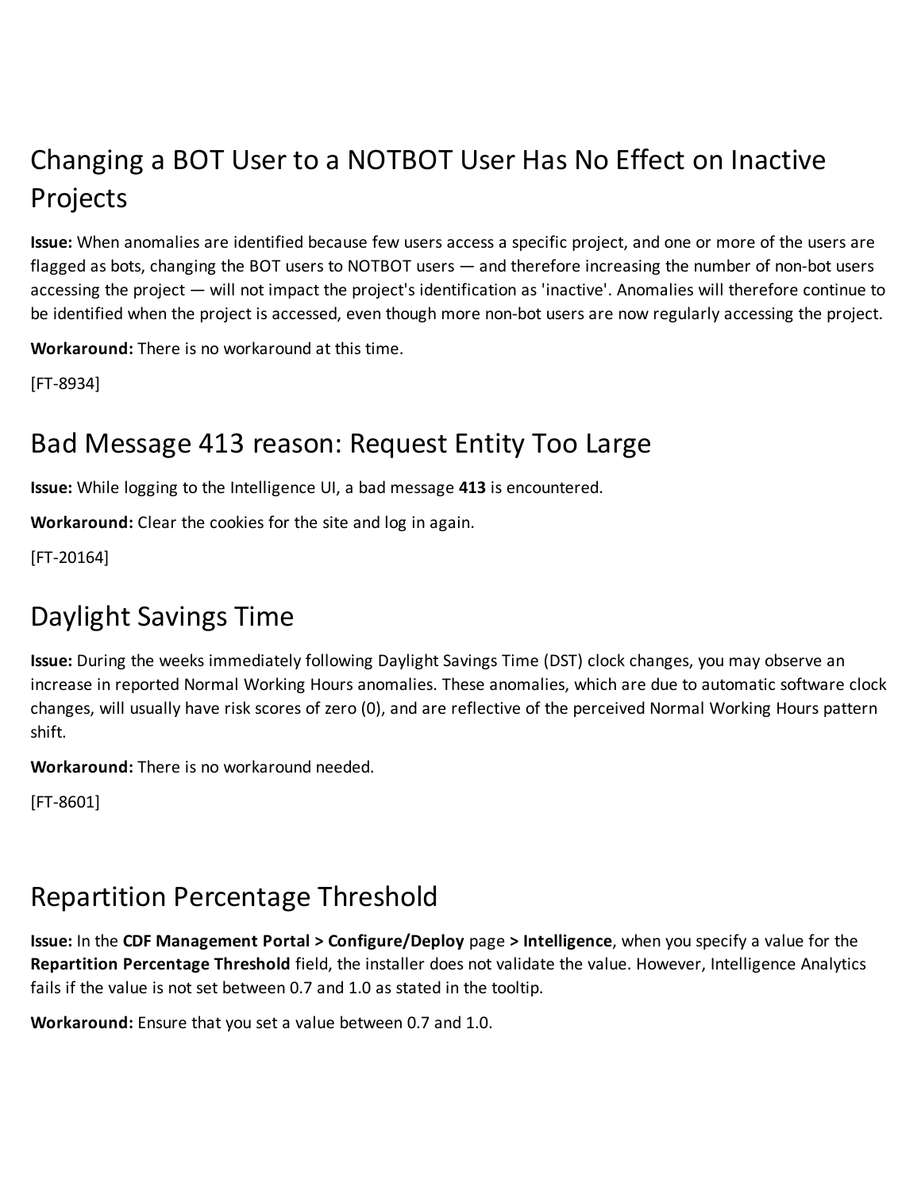## Changing a BOT User to a NOTBOT User Has No Effect on Inactive Projects

**Issue:** When anomalies are identified because few users access a specific project, and one or more of the users are flagged as bots, changing the BOT users to NOTBOT users — and therefore increasing the number of non-bot users accessing the project — will not impact the project's identification as 'inactive'. Anomalies will therefore continue to be identified when the project is accessed, even though more non-bot users are now regularly accessing the project.

**Workaround:** There is no workaround at this time.

[FT-8934]

## Bad Message 413 reason: Request Entity Too Large

**Issue:** While logging to the Intelligence UI, a bad message **413** is encountered.

**Workaround:** Clear the cookies for the site and log in again.

[FT-20164]

## Daylight Savings Time

**Issue:** During the weeks immediately following Daylight Savings Time (DST) clock changes, you may observe an increase in reported Normal Working Hours anomalies. These anomalies, which are due to automatic software clock changes, will usually have risk scores of zero (0), and are reflective of the perceived Normal Working Hours pattern shift.

**Workaround:** There is no workaround needed.

[FT-8601]

## Repartition Percentage Threshold

**Issue:** In the **CDF Management Portal > Configure/Deploy** page **> Intelligence**, when you specify a value for the **Repartition Percentage Threshold** field, the installer does not validate the value. However, Intelligence Analytics fails if the value is not set between 0.7 and 1.0 as stated in the tooltip.

**Workaround:** Ensure that you set a value between 0.7 and 1.0.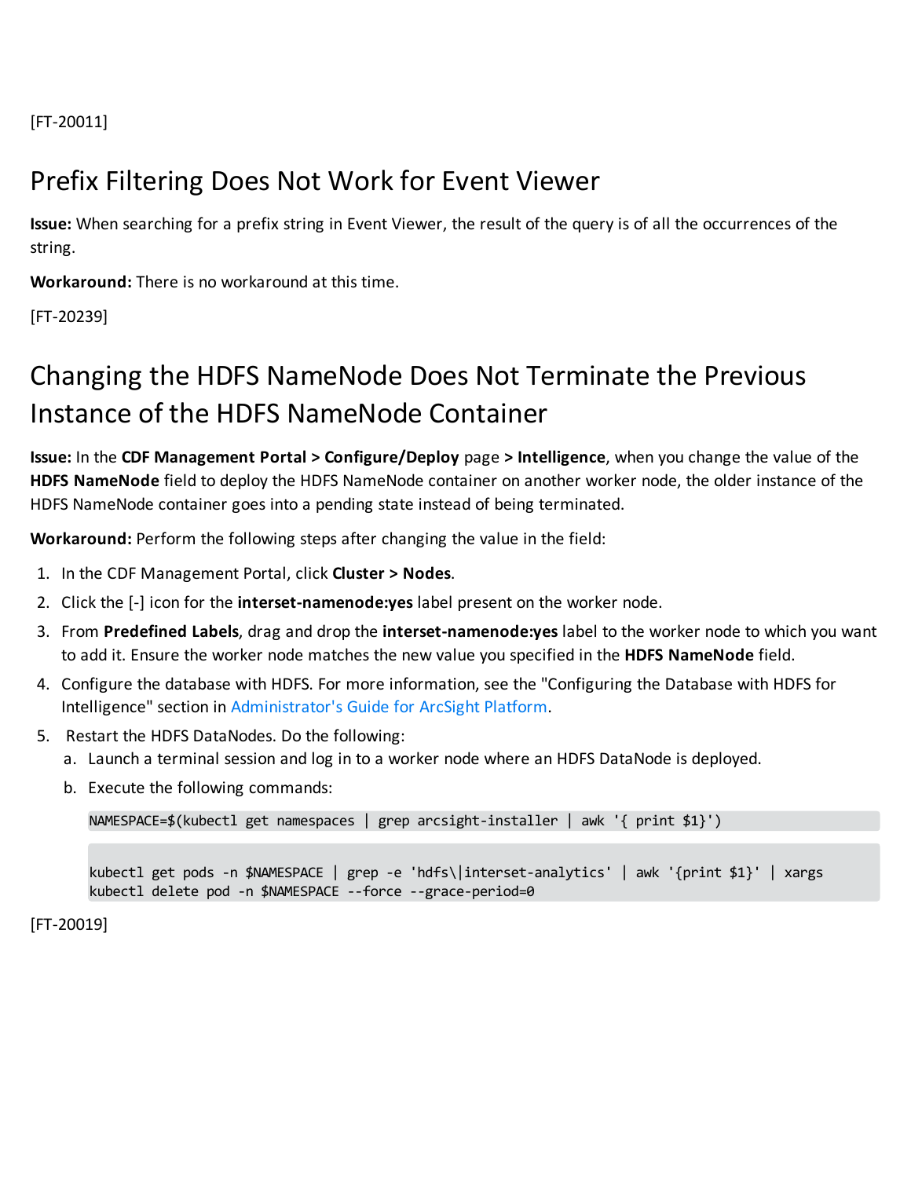[FT-20011]

## Prefix Filtering Does Not Work for Event Viewer

**Issue:** When searching for a prefix string in Event Viewer, the result of the query is of all the occurrences of the string.

**Workaround:** There is no workaround at this time.

[FT-20239]

## Changing the HDFS NameNode Does Not Terminate the Previous Instance of the HDFS NameNode Container

**Issue:** In the **CDF Management Portal > Configure/Deploy** page **> Intelligence**, when you change the value of the **HDFS NameNode** field to deploy the HDFS NameNode container on another worker node, the older instance of the HDFS NameNode container goes into a pending state instead of being terminated.

**Workaround:** Perform the following steps after changing the value in the field:

1. In the CDF Management Portal, click **Cluster > Nodes**.
2. Click the [-] icon for the **interset-namenode:yes** label present on the worker node.
3. From **Predefined Labels**, drag and drop the **interset-namenode:yes** label to the worker node to which you want to add it. Ensure the worker node matches the new value you specified in the **HDFS NameNode** field.
4. Configure the database with HDFS. For more information, see the "Configuring the Database with HDFS for Intelligence" section in Administrator's Guide for ArcSight Platform.
5. Restart the HDFS DataNodes. Do the following:
   a. Launch a terminal session and log in to a worker node where an HDFS DataNode is deployed.
   b. Execute the following commands:

```
NAMESPACE=$(kubectl get namespaces | grep arcsight-installer | awk '{ print $1}')
```

```
kubectl get pods -n $NAMESPACE | grep -e 'hdfs\|interset-analytics' | awk '{print $1}' | xargs
kubectl delete pod -n $NAMESPACE --force --grace-period=0
```

[FT-20019]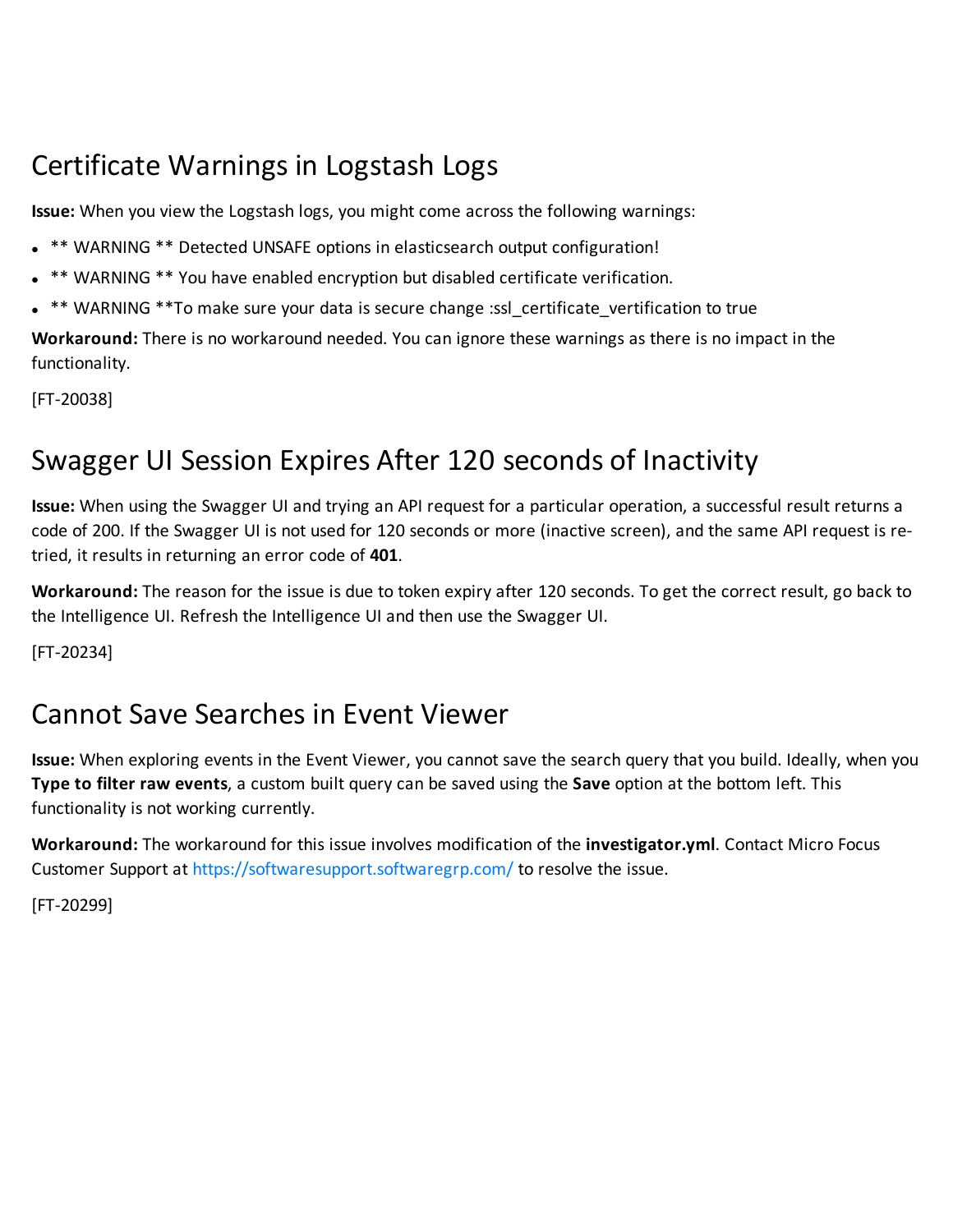## Certificate Warnings in Logstash Logs

**Issue:** When you view the Logstash logs, you might come across the following warnings:

- ** WARNING ** Detected UNSAFE options in elasticsearch output configuration!
- ** WARNING ** You have enabled encryption but disabled certificate verification.
- ** WARNING **To make sure your data is secure change :ssl_certificate_vertification to true

**Workaround:** There is no workaround needed. You can ignore these warnings as there is no impact in the functionality.

[FT-20038]

## Swagger UI Session Expires After 120 seconds of Inactivity

**Issue:** When using the Swagger UI and trying an API request for a particular operation, a successful result returns a code of 200. If the Swagger UI is not used for 120 seconds or more (inactive screen), and the same API request is re-tried, it results in returning an error code of **401**.

**Workaround:** The reason for the issue is due to token expiry after 120 seconds. To get the correct result, go back to the Intelligence UI. Refresh the Intelligence UI and then use the Swagger UI.

[FT-20234]

## Cannot Save Searches in Event Viewer

**Issue:** When exploring events in the Event Viewer, you cannot save the search query that you build. Ideally, when you **Type to filter raw events**, a custom built query can be saved using the **Save** option at the bottom left. This functionality is not working currently.

**Workaround:** The workaround for this issue involves modification of the **investigator.yml**. Contact Micro Focus Customer Support at https://softwaresupport.softwaregrp.com/ to resolve the issue.

[FT-20299]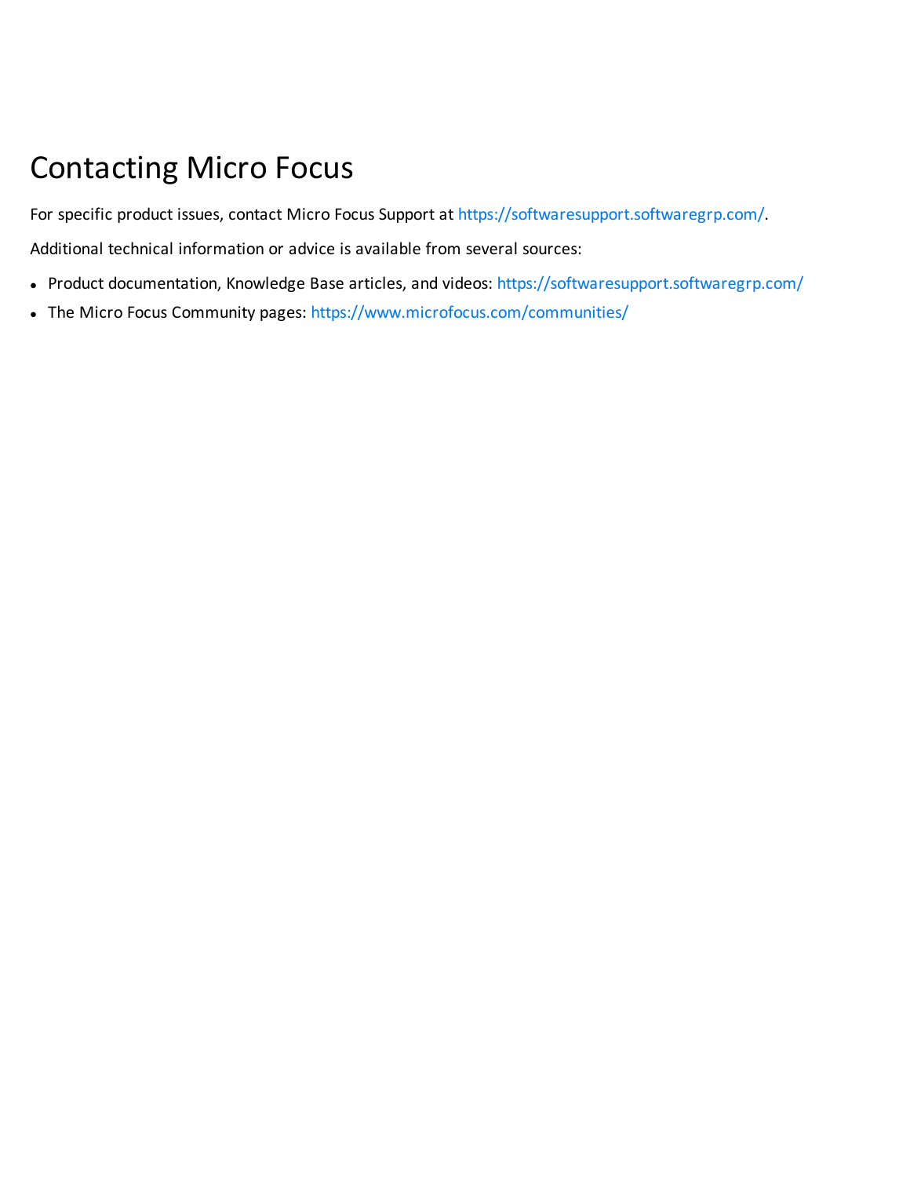# Contacting Micro Focus

For specific product issues, contact Micro Focus Support at https://softwaresupport.softwaregrp.com/.

Additional technical information or advice is available from several sources:

- Product documentation, Knowledge Base articles, and videos: https://softwaresupport.softwaregrp.com/
- The Micro Focus Community pages: https://www.microfocus.com/communities/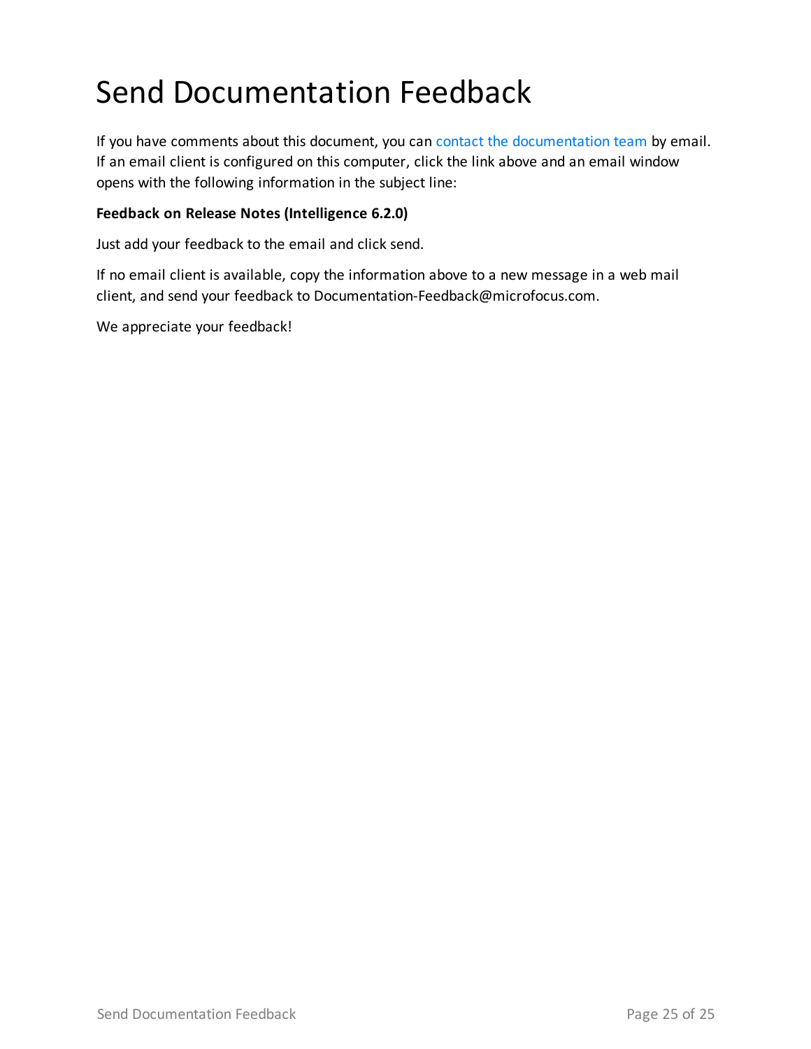# Send Documentation Feedback

If you have comments about this document, you can contact the documentation team by email. If an email client is configured on this computer, click the link above and an email window opens with the following information in the subject line:

**Feedback on Release Notes (Intelligence 6.2.0)**

Just add your feedback to the email and click send.

If no email client is available, copy the information above to a new message in a web mail client, and send your feedback to Documentation-Feedback@microfocus.com.

We appreciate your feedback!